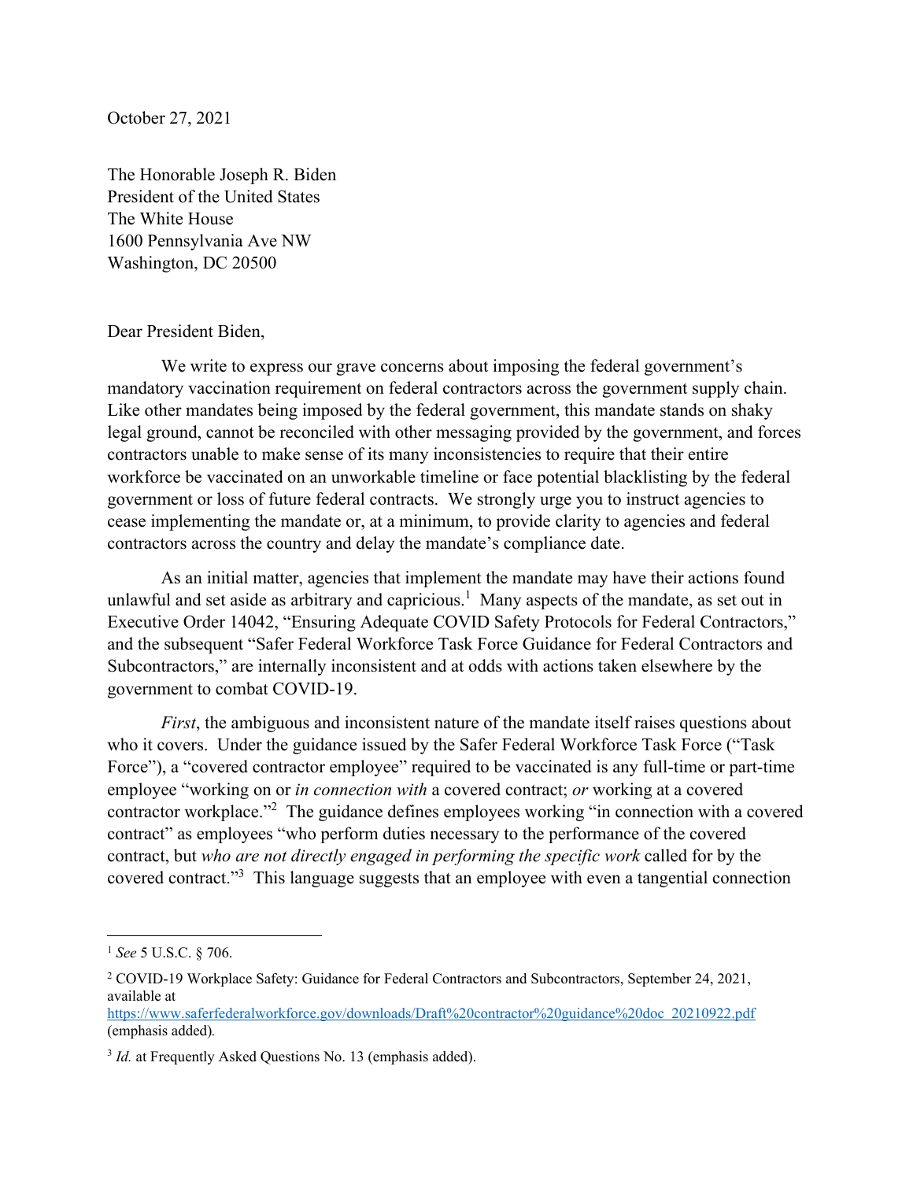October 27, 2021

The Honorable Joseph R. Biden
President of the United States
The White House
1600 Pennsylvania Ave NW
Washington, DC 20500

Dear President Biden,

We write to express our grave concerns about imposing the federal government's mandatory vaccination requirement on federal contractors across the government supply chain. Like other mandates being imposed by the federal government, this mandate stands on shaky legal ground, cannot be reconciled with other messaging provided by the government, and forces contractors unable to make sense of its many inconsistencies to require that their entire workforce be vaccinated on an unworkable timeline or face potential blacklisting by the federal government or loss of future federal contracts. We strongly urge you to instruct agencies to cease implementing the mandate or, at a minimum, to provide clarity to agencies and federal contractors across the country and delay the mandate's compliance date.

As an initial matter, agencies that implement the mandate may have their actions found unlawful and set aside as arbitrary and capricious.[1] Many aspects of the mandate, as set out in Executive Order 14042, "Ensuring Adequate COVID Safety Protocols for Federal Contractors," and the subsequent "Safer Federal Workforce Task Force Guidance for Federal Contractors and Subcontractors," are internally inconsistent and at odds with actions taken elsewhere by the government to combat COVID-19.

*First*, the ambiguous and inconsistent nature of the mandate itself raises questions about who it covers. Under the guidance issued by the Safer Federal Workforce Task Force ("Task Force"), a "covered contractor employee" required to be vaccinated is any full-time or part-time employee "working on or *in connection with* a covered contract; *or* working at a covered contractor workplace."[2] The guidance defines employees working "in connection with a covered contract" as employees "who perform duties necessary to the performance of the covered contract, but *who are not directly engaged in performing the specific work* called for by the covered contract."[3] This language suggests that an employee with even a tangential connection

---

[1] *See* 5 U.S.C. § 706.

[2] COVID-19 Workplace Safety: Guidance for Federal Contractors and Subcontractors, September 24, 2021, available at https://www.saferfederalworkforce.gov/downloads/Draft%20contractor%20guidance%20doc_20210922.pdf (emphasis added).

[3] *Id.* at Frequently Asked Questions No. 13 (emphasis added).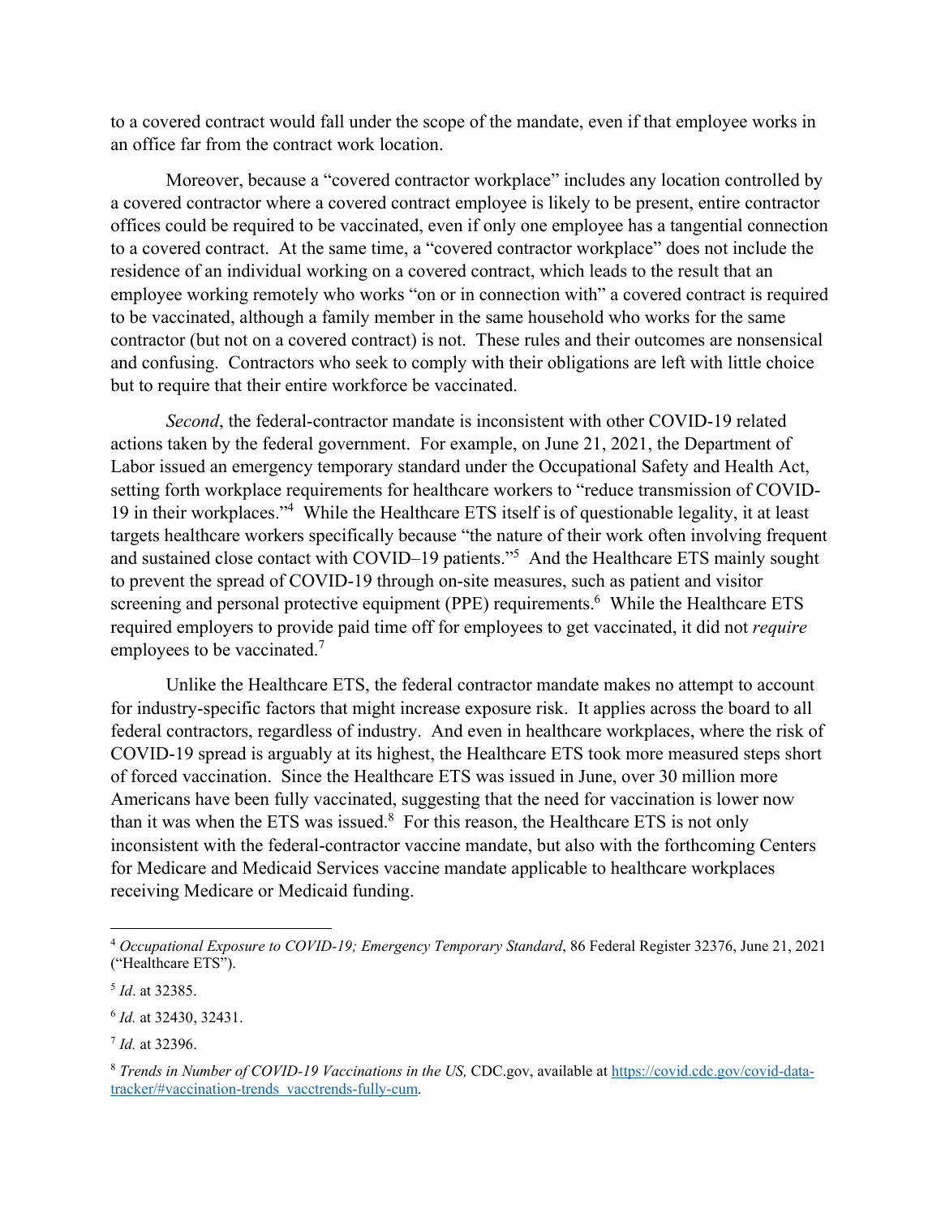to a covered contract would fall under the scope of the mandate, even if that employee works in an office far from the contract work location.

Moreover, because a "covered contractor workplace" includes any location controlled by a covered contractor where a covered contract employee is likely to be present, entire contractor offices could be required to be vaccinated, even if only one employee has a tangential connection to a covered contract. At the same time, a "covered contractor workplace" does not include the residence of an individual working on a covered contract, which leads to the result that an employee working remotely who works "on or in connection with" a covered contract is required to be vaccinated, although a family member in the same household who works for the same contractor (but not on a covered contract) is not. These rules and their outcomes are nonsensical and confusing. Contractors who seek to comply with their obligations are left with little choice but to require that their entire workforce be vaccinated.

*Second*, the federal-contractor mandate is inconsistent with other COVID-19 related actions taken by the federal government. For example, on June 21, 2021, the Department of Labor issued an emergency temporary standard under the Occupational Safety and Health Act, setting forth workplace requirements for healthcare workers to "reduce transmission of COVID-19 in their workplaces."[4] While the Healthcare ETS itself is of questionable legality, it at least targets healthcare workers specifically because "the nature of their work often involving frequent and sustained close contact with COVID–19 patients."[5] And the Healthcare ETS mainly sought to prevent the spread of COVID-19 through on-site measures, such as patient and visitor screening and personal protective equipment (PPE) requirements.[6] While the Healthcare ETS required employers to provide paid time off for employees to get vaccinated, it did not *require* employees to be vaccinated.[7]

Unlike the Healthcare ETS, the federal contractor mandate makes no attempt to account for industry-specific factors that might increase exposure risk. It applies across the board to all federal contractors, regardless of industry. And even in healthcare workplaces, where the risk of COVID-19 spread is arguably at its highest, the Healthcare ETS took more measured steps short of forced vaccination. Since the Healthcare ETS was issued in June, over 30 million more Americans have been fully vaccinated, suggesting that the need for vaccination is lower now than it was when the ETS was issued.[8] For this reason, the Healthcare ETS is not only inconsistent with the federal-contractor vaccine mandate, but also with the forthcoming Centers for Medicare and Medicaid Services vaccine mandate applicable to healthcare workplaces receiving Medicare or Medicaid funding.

---

[4] *Occupational Exposure to COVID-19; Emergency Temporary Standard*, 86 Federal Register 32376, June 21, 2021 ("Healthcare ETS").

[5] *Id*. at 32385.

[6] *Id.* at 32430, 32431.

[7] *Id.* at 32396.

[8] *Trends in Number of COVID-19 Vaccinations in the US,* CDC.gov, available at [https://covid.cdc.gov/covid-data-tracker/#vaccination-trends_vacctrends-fully-cum](https://covid.cdc.gov/covid-data-tracker/#vaccination-trends_vacctrends-fully-cum).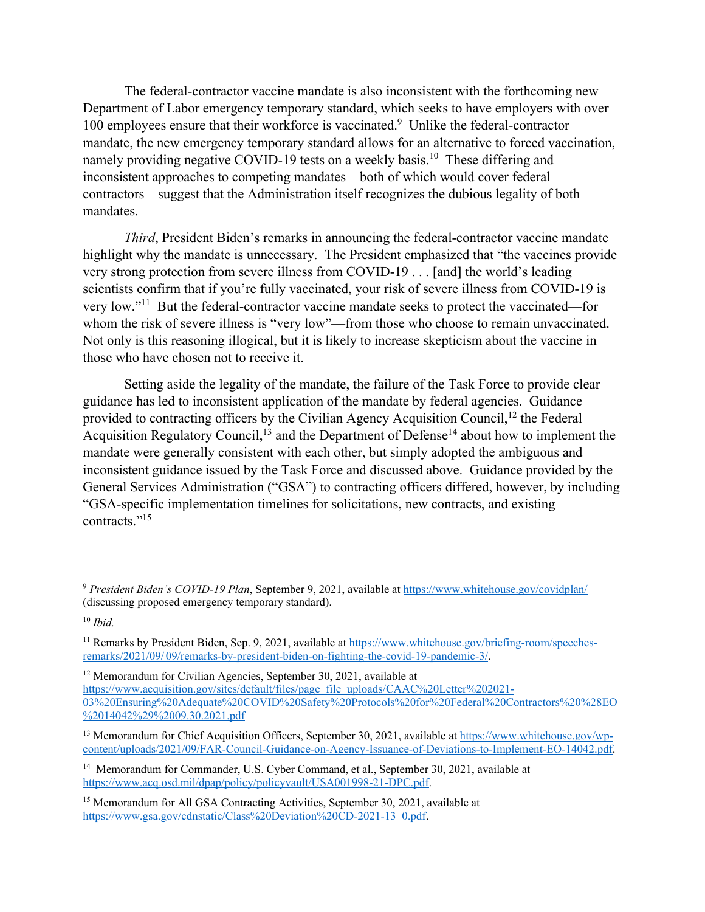The federal-contractor vaccine mandate is also inconsistent with the forthcoming new Department of Labor emergency temporary standard, which seeks to have employers with over 100 employees ensure that their workforce is vaccinated.[9] Unlike the federal-contractor mandate, the new emergency temporary standard allows for an alternative to forced vaccination, namely providing negative COVID-19 tests on a weekly basis.[10] These differing and inconsistent approaches to competing mandates—both of which would cover federal contractors—suggest that the Administration itself recognizes the dubious legality of both mandates.

*Third*, President Biden's remarks in announcing the federal-contractor vaccine mandate highlight why the mandate is unnecessary. The President emphasized that "the vaccines provide very strong protection from severe illness from COVID-19 . . . [and] the world's leading scientists confirm that if you're fully vaccinated, your risk of severe illness from COVID-19 is very low."[11] But the federal-contractor vaccine mandate seeks to protect the vaccinated—for whom the risk of severe illness is "very low"—from those who choose to remain unvaccinated. Not only is this reasoning illogical, but it is likely to increase skepticism about the vaccine in those who have chosen not to receive it.

Setting aside the legality of the mandate, the failure of the Task Force to provide clear guidance has led to inconsistent application of the mandate by federal agencies. Guidance provided to contracting officers by the Civilian Agency Acquisition Council,[12] the Federal Acquisition Regulatory Council,[13] and the Department of Defense[14] about how to implement the mandate were generally consistent with each other, but simply adopted the ambiguous and inconsistent guidance issued by the Task Force and discussed above. Guidance provided by the General Services Administration ("GSA") to contracting officers differed, however, by including "GSA-specific implementation timelines for solicitations, new contracts, and existing contracts."[15]

---

[9] *President Biden's COVID-19 Plan*, September 9, 2021, available at https://www.whitehouse.gov/covidplan/ (discussing proposed emergency temporary standard).

[10] *Ibid.*

[11] Remarks by President Biden, Sep. 9, 2021, available at https://www.whitehouse.gov/briefing-room/speeches-remarks/2021/09/ 09/remarks-by-president-biden-on-fighting-the-covid-19-pandemic-3/.

[12] Memorandum for Civilian Agencies, September 30, 2021, available at https://www.acquisition.gov/sites/default/files/page_file_uploads/CAAC%20Letter%202021-03%20Ensuring%20Adequate%20COVID%20Safety%20Protocols%20for%20Federal%20Contractors%20%28EO%2014042%29%2009.30.2021.pdf

[13] Memorandum for Chief Acquisition Officers, September 30, 2021, available at https://www.whitehouse.gov/wp-content/uploads/2021/09/FAR-Council-Guidance-on-Agency-Issuance-of-Deviations-to-Implement-EO-14042.pdf.

[14] Memorandum for Commander, U.S. Cyber Command, et al., September 30, 2021, available at https://www.acq.osd.mil/dpap/policy/policyvault/USA001998-21-DPC.pdf.

[15] Memorandum for All GSA Contracting Activities, September 30, 2021, available at https://www.gsa.gov/cdnstatic/Class%20Deviation%20CD-2021-13_0.pdf.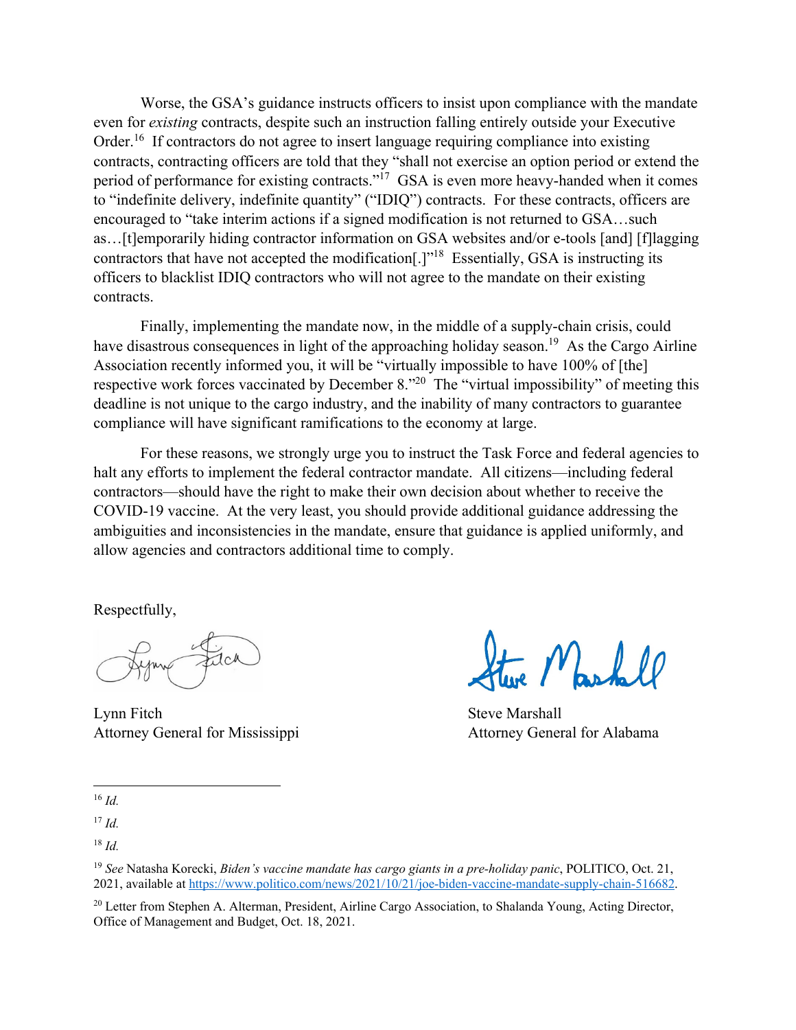Worse, the GSA's guidance instructs officers to insist upon compliance with the mandate even for *existing* contracts, despite such an instruction falling entirely outside your Executive Order.[16] If contractors do not agree to insert language requiring compliance into existing contracts, contracting officers are told that they "shall not exercise an option period or extend the period of performance for existing contracts."[17] GSA is even more heavy-handed when it comes to "indefinite delivery, indefinite quantity" ("IDIQ") contracts. For these contracts, officers are encouraged to "take interim actions if a signed modification is not returned to GSA…such as…[t]emporarily hiding contractor information on GSA websites and/or e-tools [and] [f]lagging contractors that have not accepted the modification[.]"[18] Essentially, GSA is instructing its officers to blacklist IDIQ contractors who will not agree to the mandate on their existing contracts.

Finally, implementing the mandate now, in the middle of a supply-chain crisis, could have disastrous consequences in light of the approaching holiday season.[19] As the Cargo Airline Association recently informed you, it will be "virtually impossible to have 100% of [the] respective work forces vaccinated by December 8."[20] The "virtual impossibility" of meeting this deadline is not unique to the cargo industry, and the inability of many contractors to guarantee compliance will have significant ramifications to the economy at large.

For these reasons, we strongly urge you to instruct the Task Force and federal agencies to halt any efforts to implement the federal contractor mandate. All citizens—including federal contractors—should have the right to make their own decision about whether to receive the COVID-19 vaccine. At the very least, you should provide additional guidance addressing the ambiguities and inconsistencies in the mandate, ensure that guidance is applied uniformly, and allow agencies and contractors additional time to comply.

Respectfully,

Lynn Fitch
Attorney General for Mississippi

Steve Marshall
Attorney General for Alabama

---

[16] *Id.*

[17] *Id.*

[18] *Id.*

[19] *See* Natasha Korecki, *Biden's vaccine mandate has cargo giants in a pre-holiday panic*, POLITICO, Oct. 21, 2021, available at https://www.politico.com/news/2021/10/21/joe-biden-vaccine-mandate-supply-chain-516682.

[20] Letter from Stephen A. Alterman, President, Airline Cargo Association, to Shalanda Young, Acting Director, Office of Management and Budget, Oct. 18, 2021.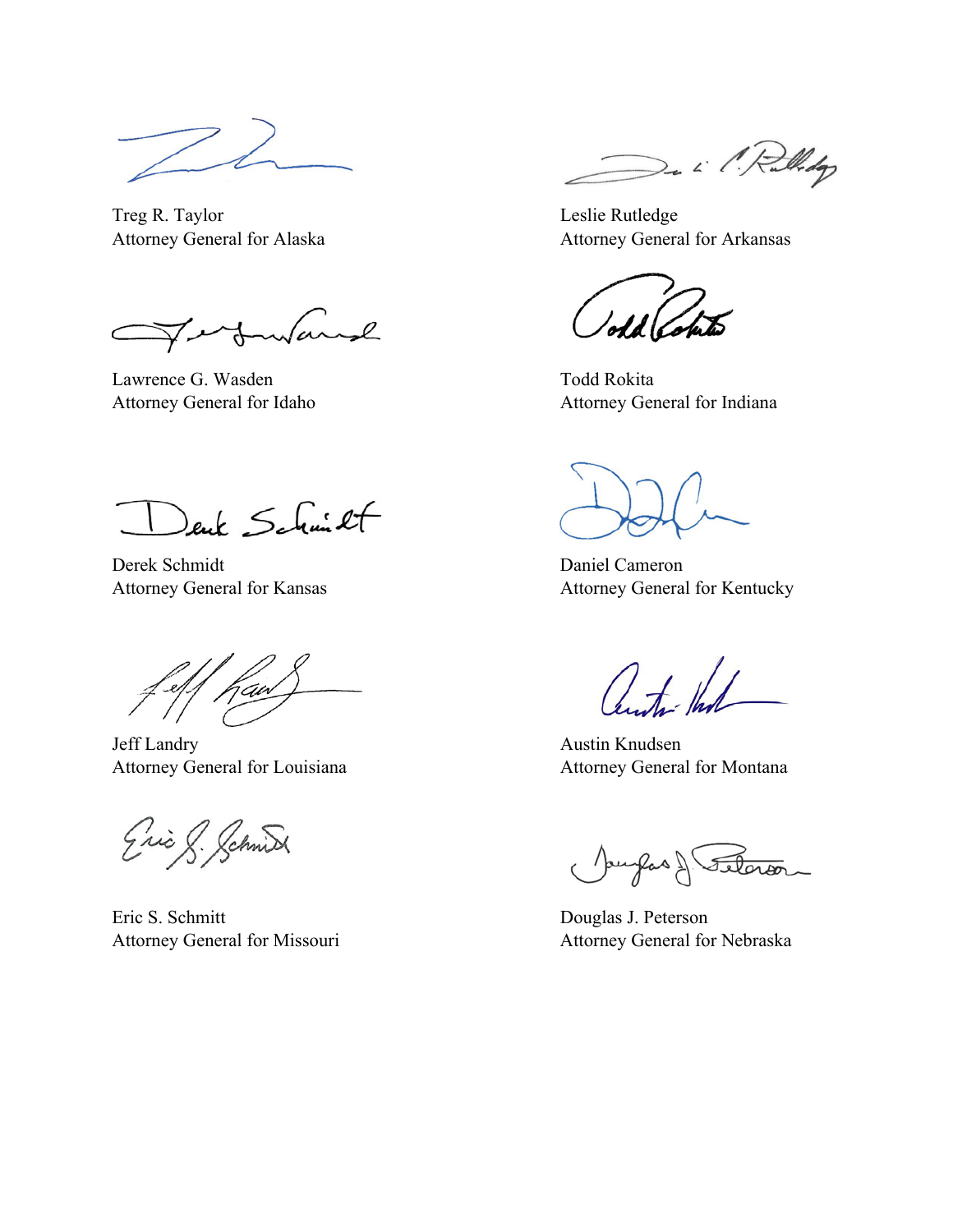Treg R. Taylor
Attorney General for Alaska

Leslie Rutledge
Attorney General for Arkansas

Lawrence G. Wasden
Attorney General for Idaho

Todd Rokita
Attorney General for Indiana

Derek Schmidt
Attorney General for Kansas

Daniel Cameron
Attorney General for Kentucky

Jeff Landry
Attorney General for Louisiana

Austin Knudsen
Attorney General for Montana

Eric S. Schmitt
Attorney General for Missouri

Douglas J. Peterson
Attorney General for Nebraska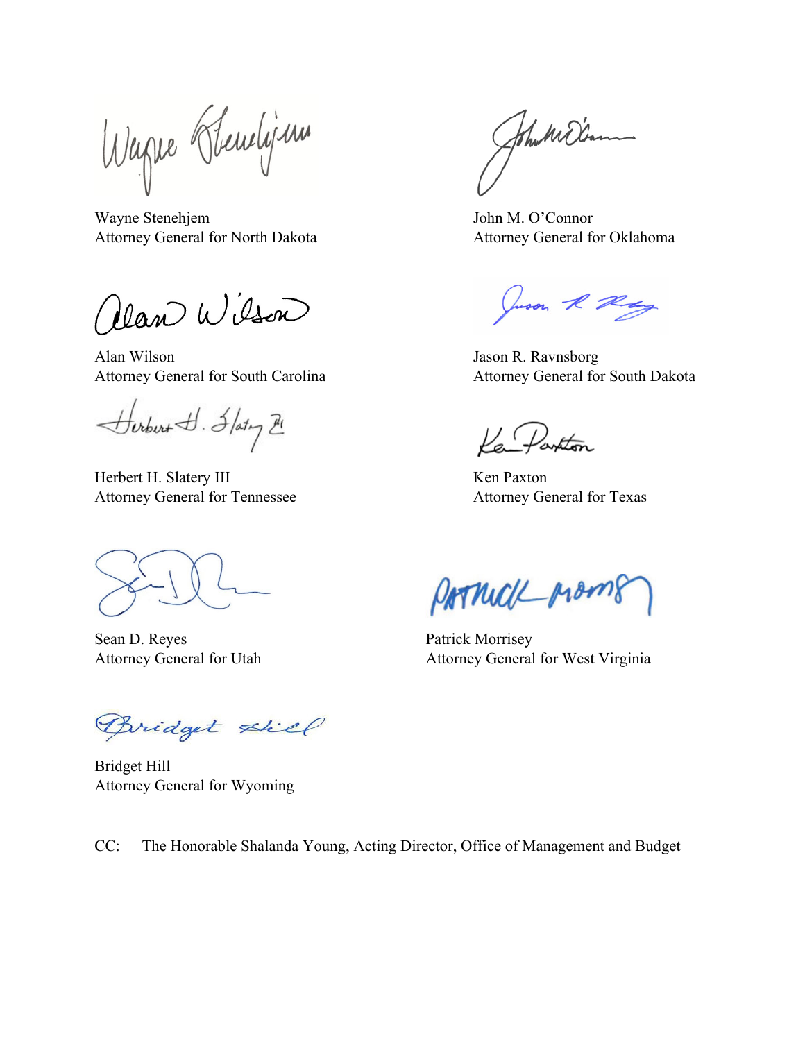Wayne Stenehjem
Attorney General for North Dakota

John M. O'Connor
Attorney General for Oklahoma

Alan Wilson
Attorney General for South Carolina

Jason R. Ravnsborg
Attorney General for South Dakota

Herbert H. Slatery III
Attorney General for Tennessee

Ken Paxton
Attorney General for Texas

Sean D. Reyes
Attorney General for Utah

Patrick Morrisey
Attorney General for West Virginia

Bridget Hill
Attorney General for Wyoming

CC: The Honorable Shalanda Young, Acting Director, Office of Management and Budget